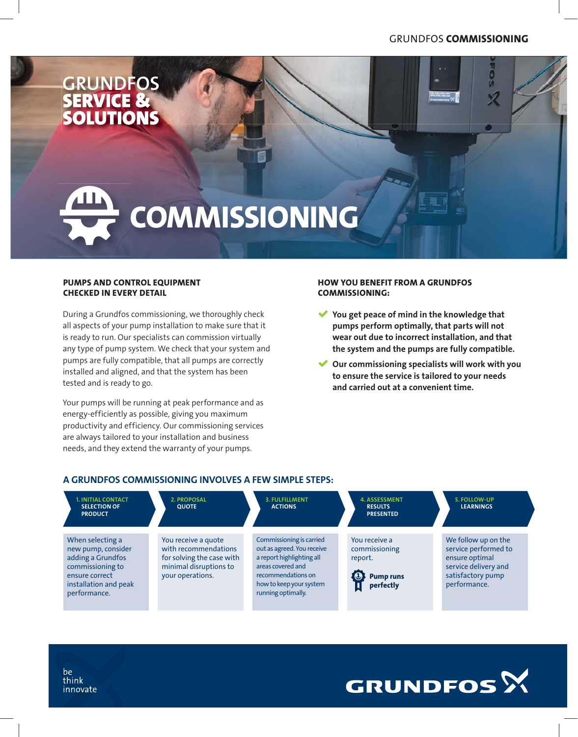# GRUNDFOS SERVICE & SOLUTIONS

# COMMISSIONING

## PUMPS AND CONTROL EQUIPMENT CHECKED IN EVERY DETAIL

During a Grundfos commissioning, we thoroughly check all aspects of your pump installation to make sure that it is ready to run. Our specialists can commission virtually any type of pump system. We check that your system and pumps are fully compatible, that all pumps are correctly installed and aligned, and that the system has been tested and is ready to go.

Your pumps will be running at peak performance and as energy-efficiently as possible, giving you maximum productivity and efficiency. Our commissioning services are always tailored to your installation and business needs, and they extend the warranty of your pumps.

## HOW YOU BENEFIT FROM A GRUNDFOS COMMISSIONING:

- **You get peace of mind in the knowledge that pumps perform optimally, that parts will not wear out due to incorrect installation, and that the system and the pumps are fully compatible.**
- **Our commissioning specialists will work with you to ensure the service is tailored to your needs and carried out at a convenient time.**

## A GRUNDFOS COMMISSIONING INVOLVES A FEW SIMPLE STEPS:

| 1. INITIAL CONTACT SELECTION OF PRODUCT | 2. PROPOSAL QUOTE | 3. FULFILLMENT ACTIONS | 4. ASSESSMENT RESULTS PRESENTED | 5. FOLLOW-UP LEARNINGS |
|---|---|---|---|---|
| When selecting a new pump, consider adding a Grundfos commissioning to ensure correct installation and peak performance. | You receive a quote with recommendations for solving the case with minimal disruptions to your operations. | Commissioning is carried out as agreed. You receive a report highlighting all areas covered and recommendations on how to keep your system running optimally. | You receive a commissioning report. **Pump runs perfectly** | We follow up on the service performed to ensure optimal service delivery and satisfactory pump performance. |

be
think
innovate

GRUNDFOS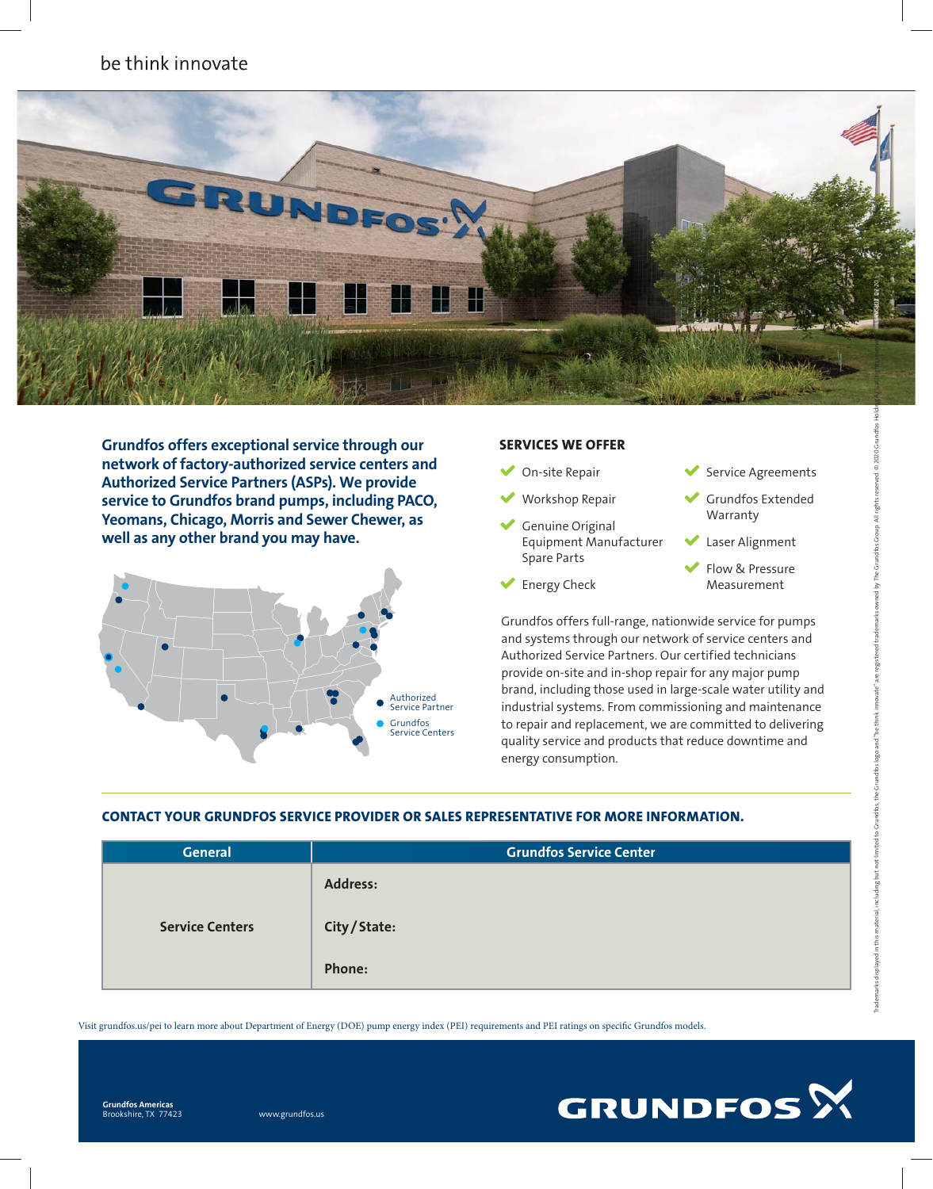be think innovate

**Grundfos offers exceptional service through our network of factory-authorized service centers and Authorized Service Partners (ASPs). We provide service to Grundfos brand pumps, including PACO, Yeomans, Chicago, Morris and Sewer Chewer, as well as any other brand you may have.**

Authorized Service Partner

Grundfos Service Centers

## SERVICES WE OFFER

- On-site Repair
- Workshop Repair
- Genuine Original Equipment Manufacturer Spare Parts
- Energy Check
- Service Agreements
- Grundfos Extended Warranty
- Laser Alignment
- Flow & Pressure Measurement

Grundfos offers full-range, nationwide service for pumps and systems through our network of service centers and Authorized Service Partners. Our certified technicians provide on-site and in-shop repair for any major pump brand, including those used in large-scale water utility and industrial systems. From commissioning and maintenance to repair and replacement, we are committed to delivering quality service and products that reduce downtime and energy consumption.

**CONTACT YOUR GRUNDFOS SERVICE PROVIDER OR SALES REPRESENTATIVE FOR MORE INFORMATION.**

| General | Grundfos Service Center |
|---|---|
| Service Centers | **Address:**<br>**City / State:**<br>**Phone:** |

Visit grundfos.us/pei to learn more about Department of Energy (DOE) pump energy index (PEI) requirements and PEI ratings on specific Grundfos models.

**Grundfos Americas**
Brookshire, TX 77423

www.grundfos.us

GRUNDFOS

Trademarks displayed in this material, including but not limited to Grundfos, the Grundfos logo and "be think innovate" are registered trademarks owned by The Grundfos Group. All rights reserved. © 2020 Grundfos Holding A/S, all rights reserved.